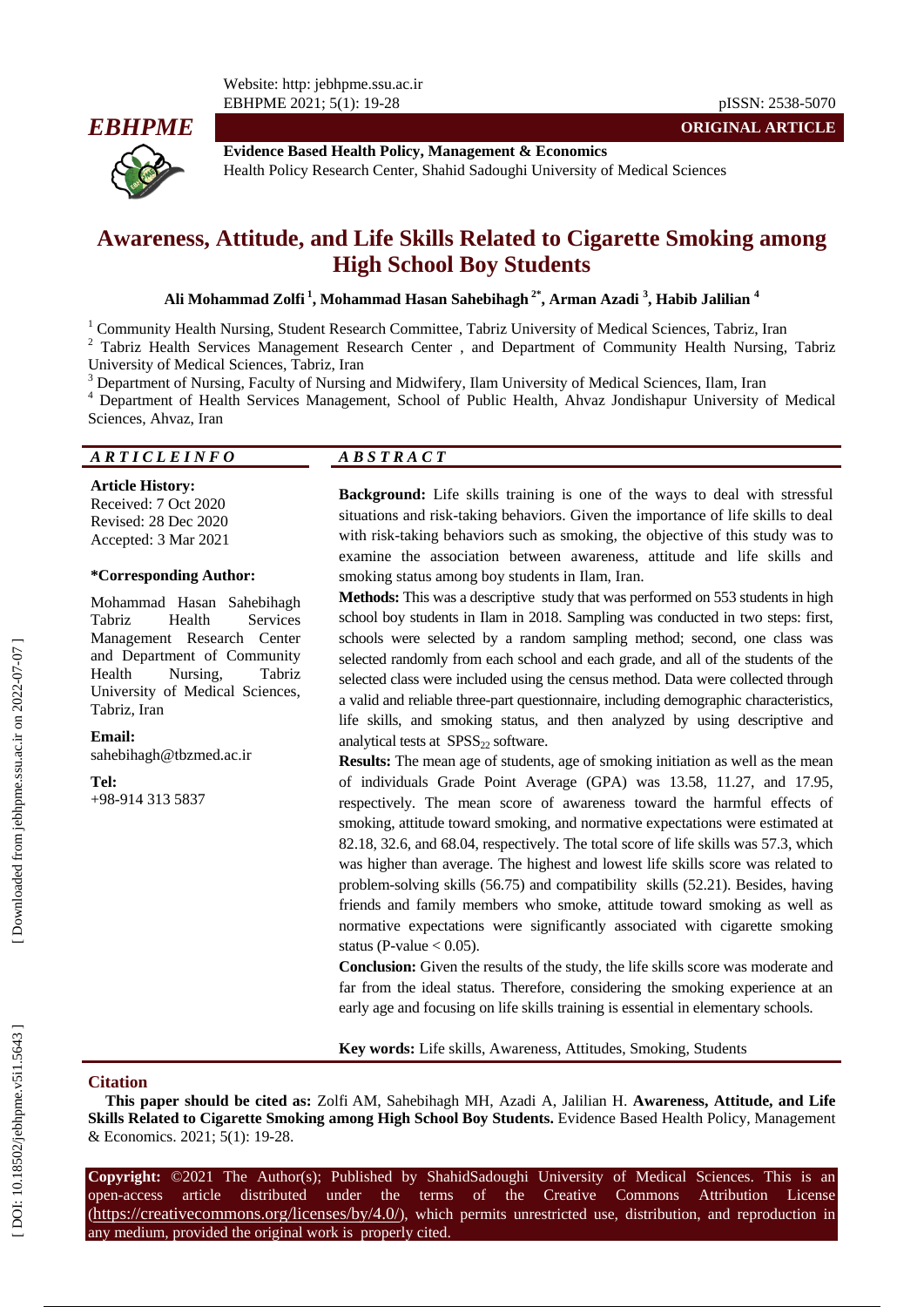**ORIGINAL ARTICLE**

**Evidence Based Health Policy, Management & Economics**
Health Policy Research Center, Shahid Sadoughi University of Medical Sciences

# Awareness, Attitude, and Life Skills Related to Cigarette Smoking among High School Boy Students

**Ali Mohammad Zolfi [1], Mohammad Hasan Sahebihagh [2*], Arman Azadi [3], Habib Jalilian [4]**

[1] Community Health Nursing, Student Research Committee, Tabriz University of Medical Sciences, Tabriz, Iran
[2] Tabriz Health Services Management Research Center , and Department of Community Health Nursing, Tabriz University of Medical Sciences, Tabriz, Iran
[3] Department of Nursing, Faculty of Nursing and Midwifery, Ilam University of Medical Sciences, Ilam, Iran
[4] Department of Health Services Management, School of Public Health, Ahvaz Jondishapur University of Medical Sciences, Ahvaz, Iran

*ARTICLE INFO*

**Article History:**
Received: 7 Oct 2020
Revised: 28 Dec 2020
Accepted: 3 Mar 2021

**\*Corresponding Author:**
Mohammad Hasan Sahebihagh
Tabriz Health Services Management Research Center and Department of Community Health Nursing, Tabriz University of Medical Sciences, Tabriz, Iran

**Email:**
sahebihagh@tbzmed.ac.ir

**Tel:**
+98-914 313 5837

*ABSTRACT*

**Background:** Life skills training is one of the ways to deal with stressful situations and risk-taking behaviors. Given the importance of life skills to deal with risk-taking behaviors such as smoking, the objective of this study was to examine the association between awareness, attitude and life skills and smoking status among boy students in Ilam, Iran.

**Methods:** This was a descriptive study that was performed on 553 students in high school boy students in Ilam in 2018. Sampling was conducted in two steps: first, schools were selected by a random sampling method; second, one class was selected randomly from each school and each grade, and all of the students of the selected class were included using the census method. Data were collected through a valid and reliable three-part questionnaire, including demographic characteristics, life skills, and smoking status, and then analyzed by using descriptive and analytical tests at $SPSS_{22}$ software.

**Results:** The mean age of students, age of smoking initiation as well as the mean of individuals Grade Point Average (GPA) was 13.58, 11.27, and 17.95, respectively. The mean score of awareness toward the harmful effects of smoking, attitude toward smoking, and normative expectations were estimated at 82.18, 32.6, and 68.04, respectively. The total score of life skills was 57.3, which was higher than average. The highest and lowest life skills score was related to problem-solving skills (56.75) and compatibility skills (52.21). Besides, having friends and family members who smoke, attitude toward smoking as well as normative expectations were significantly associated with cigarette smoking status (P-value $< 0.05$).

**Conclusion:** Given the results of the study, the life skills score was moderate and far from the ideal status. Therefore, considering the smoking experience at an early age and focusing on life skills training is essential in elementary schools.

**Key words:** Life skills, Awareness, Attitudes, Smoking, Students

## Citation

**This paper should be cited as:** Zolfi AM, Sahebihagh MH, Azadi A, Jalilian H. **Awareness, Attitude, and Life Skills Related to Cigarette Smoking among High School Boy Students.** Evidence Based Health Policy, Management & Economics. 2021; 5(1): 19-28.

**Copyright:** ©2021 The Author(s); Published by ShahidSadoughi University of Medical Sciences. This is an open-access article distributed under the terms of the Creative Commons Attribution License (https://creativecommons.org/licenses/by/4.0/), which permits unrestricted use, distribution, and reproduction in any medium, provided the original work is properly cited.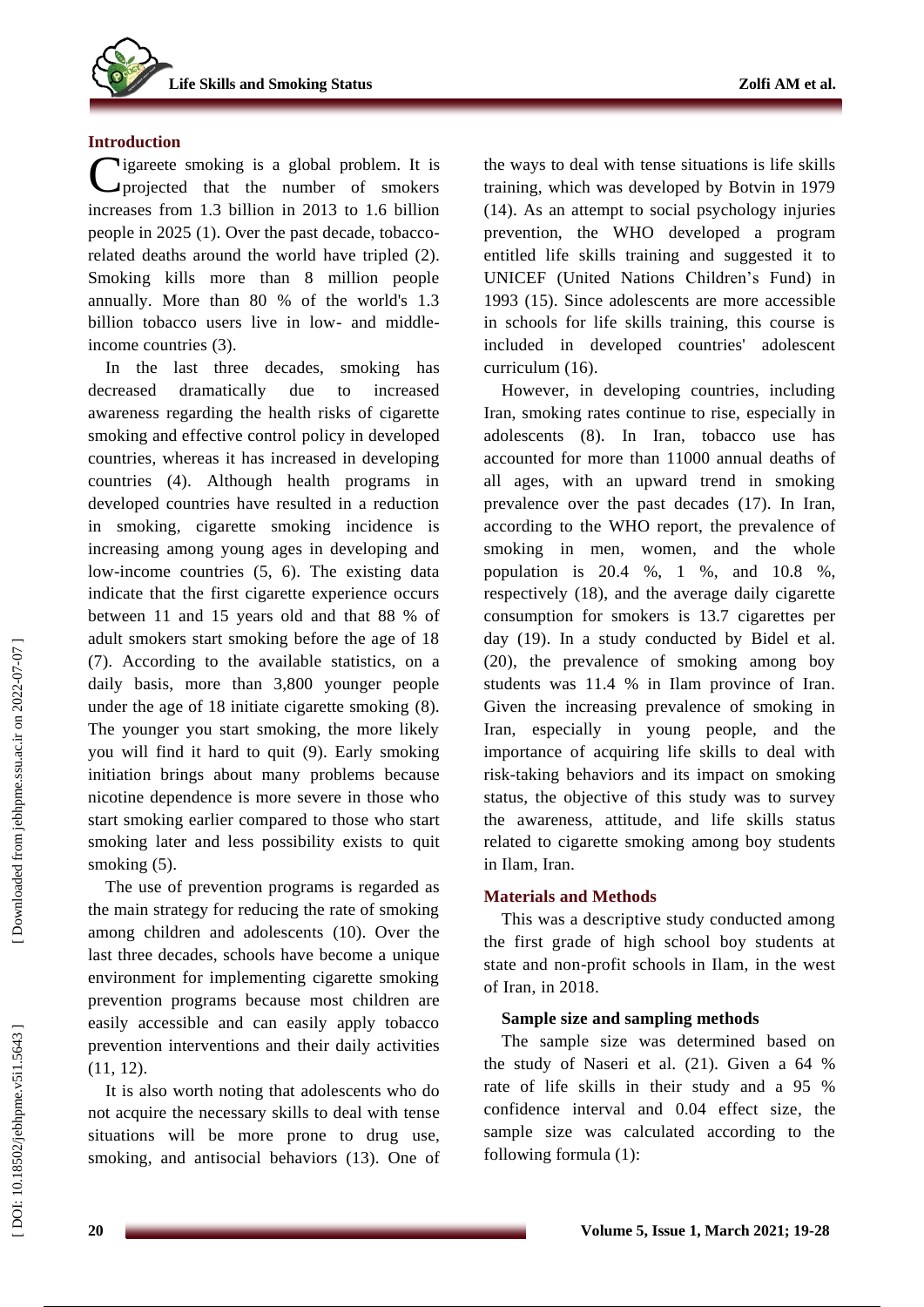## Introduction

Cigareete smoking is a global problem. It is projected that the number of smokers increases from 1.3 billion in 2013 to 1.6 billion people in 2025 (1). Over the past decade, tobacco-related deaths around the world have tripled (2). Smoking kills more than 8 million people annually. More than 80 % of the world's 1.3 billion tobacco users live in low- and middle-income countries (3).

In the last three decades, smoking has decreased dramatically due to increased awareness regarding the health risks of cigarette smoking and effective control policy in developed countries, whereas it has increased in developing countries (4). Although health programs in developed countries have resulted in a reduction in smoking, cigarette smoking incidence is increasing among young ages in developing and low-income countries (5, 6). The existing data indicate that the first cigarette experience occurs between 11 and 15 years old and that 88 % of adult smokers start smoking before the age of 18 (7). According to the available statistics, on a daily basis, more than 3,800 younger people under the age of 18 initiate cigarette smoking (8). The younger you start smoking, the more likely you will find it hard to quit (9). Early smoking initiation brings about many problems because nicotine dependence is more severe in those who start smoking earlier compared to those who start smoking later and less possibility exists to quit smoking (5).

The use of prevention programs is regarded as the main strategy for reducing the rate of smoking among children and adolescents (10). Over the last three decades, schools have become a unique environment for implementing cigarette smoking prevention programs because most children are easily accessible and can easily apply tobacco prevention interventions and their daily activities (11, 12).

It is also worth noting that adolescents who do not acquire the necessary skills to deal with tense situations will be more prone to drug use, smoking, and antisocial behaviors (13). One of the ways to deal with tense situations is life skills training, which was developed by Botvin in 1979 (14). As an attempt to social psychology injuries prevention, the WHO developed a program entitled life skills training and suggested it to UNICEF (United Nations Children's Fund) in 1993 (15). Since adolescents are more accessible in schools for life skills training, this course is included in developed countries' adolescent curriculum (16).

However, in developing countries, including Iran, smoking rates continue to rise, especially in adolescents (8). In Iran, tobacco use has accounted for more than 11000 annual deaths of all ages, with an upward trend in smoking prevalence over the past decades (17). In Iran, according to the WHO report, the prevalence of smoking in men, women, and the whole population is 20.4 %, 1 %, and 10.8 %, respectively (18), and the average daily cigarette consumption for smokers is 13.7 cigarettes per day (19). In a study conducted by Bidel et al. (20), the prevalence of smoking among boy students was 11.4 % in Ilam province of Iran. Given the increasing prevalence of smoking in Iran, especially in young people, and the importance of acquiring life skills to deal with risk-taking behaviors and its impact on smoking status, the objective of this study was to survey the awareness, attitude, and life skills status related to cigarette smoking among boy students in Ilam, Iran.

## Materials and Methods

This was a descriptive study conducted among the first grade of high school boy students at state and non-profit schools in Ilam, in the west of Iran, in 2018.

### Sample size and sampling methods

The sample size was determined based on the study of Naseri et al. (21). Given a 64 % rate of life skills in their study and a 95 % confidence interval and 0.04 effect size, the sample size was calculated according to the following formula (1):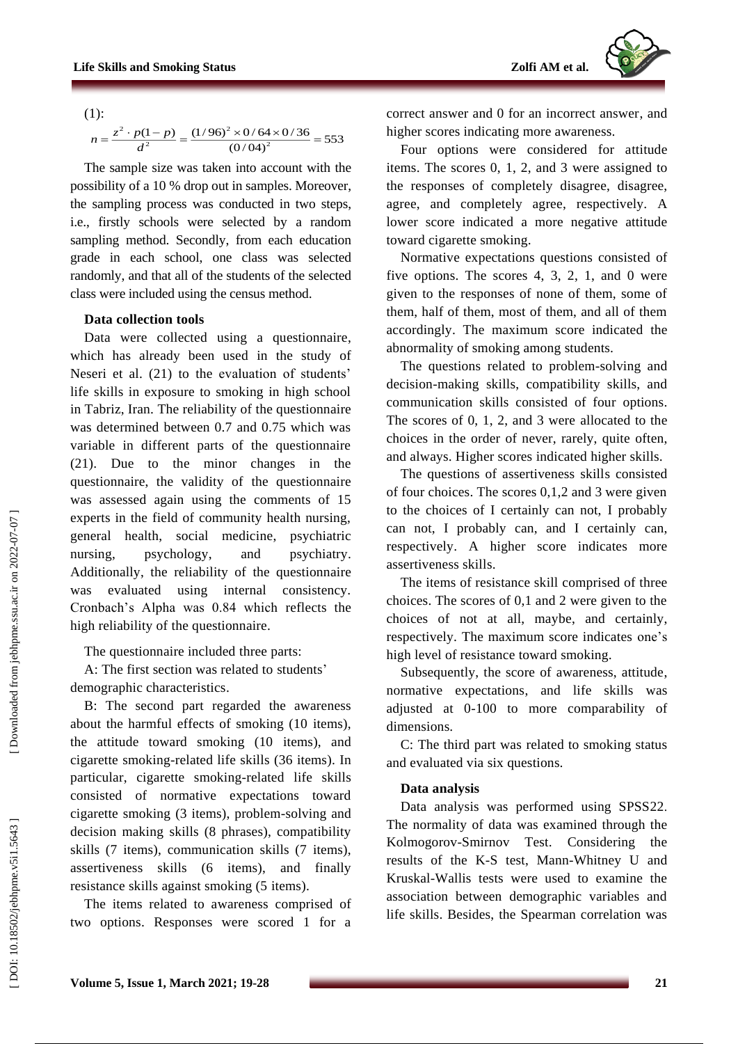(1):

$$n = \frac{z^2 \cdot p(1-p)}{d^2} = \frac{(1/96)^2 \times 0/64 \times 0/36}{(0/04)^2} = 553$$

The sample size was taken into account with the possibility of a 10 % drop out in samples. Moreover, the sampling process was conducted in two steps, i.e., firstly schools were selected by a random sampling method. Secondly, from each education grade in each school, one class was selected randomly, and that all of the students of the selected class were included using the census method.

### Data collection tools

Data were collected using a questionnaire, which has already been used in the study of Neseri et al. (21) to the evaluation of students' life skills in exposure to smoking in high school in Tabriz, Iran. The reliability of the questionnaire was determined between 0.7 and 0.75 which was variable in different parts of the questionnaire (21). Due to the minor changes in the questionnaire, the validity of the questionnaire was assessed again using the comments of 15 experts in the field of community health nursing, general health, social medicine, psychiatric nursing, psychology, and psychiatry. Additionally, the reliability of the questionnaire was evaluated using internal consistency. Cronbach's Alpha was 0.84 which reflects the high reliability of the questionnaire.

The questionnaire included three parts:

A: The first section was related to students' demographic characteristics.

B: The second part regarded the awareness about the harmful effects of smoking (10 items), the attitude toward smoking (10 items), and cigarette smoking-related life skills (36 items). In particular, cigarette smoking-related life skills consisted of normative expectations toward cigarette smoking (3 items), problem-solving and decision making skills (8 phrases), compatibility skills (7 items), communication skills (7 items), assertiveness skills (6 items), and finally resistance skills against smoking (5 items).

The items related to awareness comprised of two options. Responses were scored 1 for a correct answer and 0 for an incorrect answer, and higher scores indicating more awareness.

Four options were considered for attitude items. The scores 0, 1, 2, and 3 were assigned to the responses of completely disagree, disagree, agree, and completely agree, respectively. A lower score indicated a more negative attitude toward cigarette smoking.

Normative expectations questions consisted of five options. The scores 4, 3, 2, 1, and 0 were given to the responses of none of them, some of them, half of them, most of them, and all of them accordingly. The maximum score indicated the abnormality of smoking among students.

The questions related to problem-solving and decision-making skills, compatibility skills, and communication skills consisted of four options. The scores of 0, 1, 2, and 3 were allocated to the choices in the order of never, rarely, quite often, and always. Higher scores indicated higher skills.

The questions of assertiveness skills consisted of four choices. The scores 0,1,2 and 3 were given to the choices of I certainly can not, I probably can not, I probably can, and I certainly can, respectively. A higher score indicates more assertiveness skills.

The items of resistance skill comprised of three choices. The scores of 0,1 and 2 were given to the choices of not at all, maybe, and certainly, respectively. The maximum score indicates one's high level of resistance toward smoking.

Subsequently, the score of awareness, attitude, normative expectations, and life skills was adjusted at 0-100 to more comparability of dimensions.

C: The third part was related to smoking status and evaluated via six questions.

### Data analysis

Data analysis was performed using SPSS22. The normality of data was examined through the Kolmogorov-Smirnov Test. Considering the results of the K-S test, Mann-Whitney U and Kruskal-Wallis tests were used to examine the association between demographic variables and life skills. Besides, the Spearman correlation was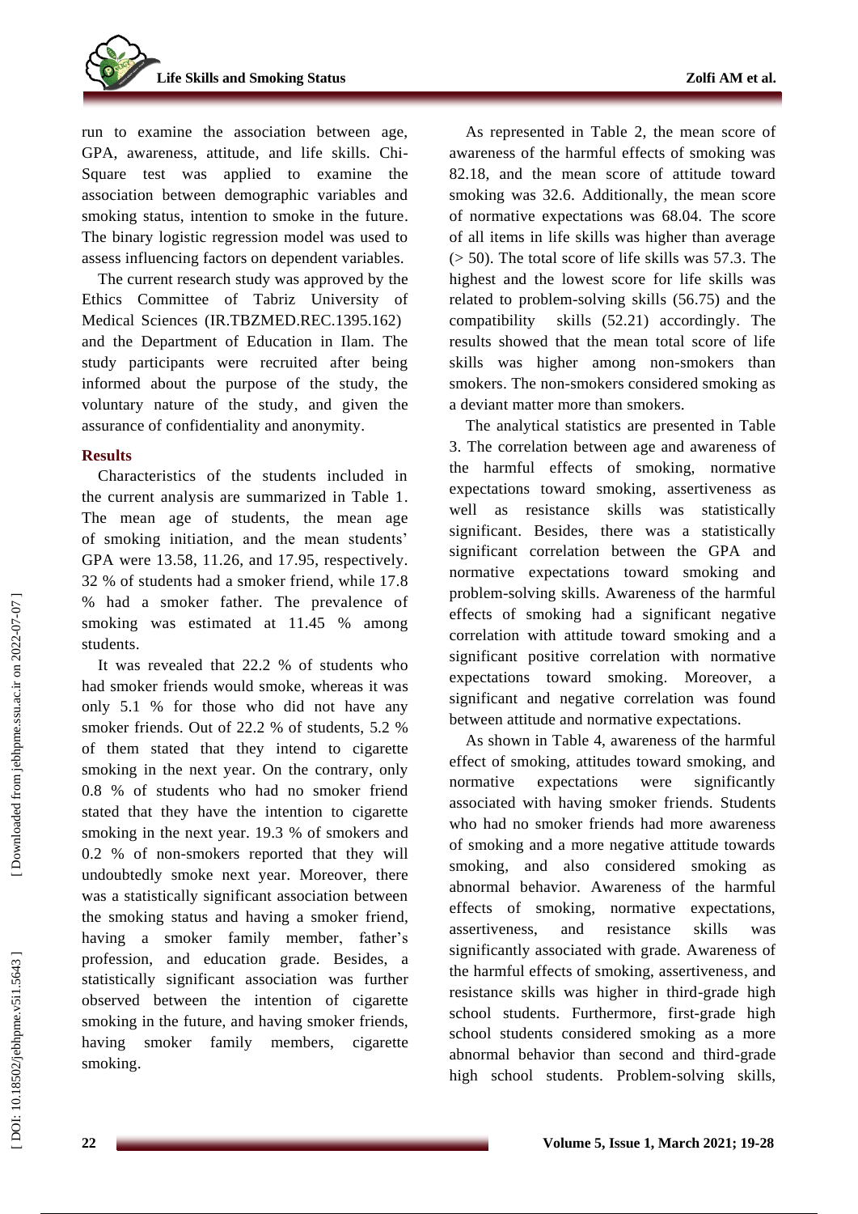run to examine the association between age, GPA, awareness, attitude, and life skills. Chi-Square test was applied to examine the association between demographic variables and smoking status, intention to smoke in the future. The binary logistic regression model was used to assess influencing factors on dependent variables.

The current research study was approved by the Ethics Committee of Tabriz University of Medical Sciences (IR.TBZMED.REC.1395.162) and the Department of Education in Ilam. The study participants were recruited after being informed about the purpose of the study, the voluntary nature of the study, and given the assurance of confidentiality and anonymity.

## Results

Characteristics of the students included in the current analysis are summarized in Table 1. The mean age of students, the mean age of smoking initiation, and the mean students' GPA were 13.58, 11.26, and 17.95, respectively. 32 % of students had a smoker friend, while 17.8 % had a smoker father. The prevalence of smoking was estimated at 11.45 % among students.

It was revealed that 22.2 % of students who had smoker friends would smoke, whereas it was only 5.1 % for those who did not have any smoker friends. Out of 22.2 % of students, 5.2 % of them stated that they intend to cigarette smoking in the next year. On the contrary, only 0.8 % of students who had no smoker friend stated that they have the intention to cigarette smoking in the next year. 19.3 % of smokers and 0.2 % of non-smokers reported that they will undoubtedly smoke next year. Moreover, there was a statistically significant association between the smoking status and having a smoker friend, having a smoker family member, father's profession, and education grade. Besides, a statistically significant association was further observed between the intention of cigarette smoking in the future, and having smoker friends, having smoker family members, cigarette smoking.

As represented in Table 2, the mean score of awareness of the harmful effects of smoking was 82.18, and the mean score of attitude toward smoking was 32.6. Additionally, the mean score of normative expectations was 68.04. The score of all items in life skills was higher than average (> 50). The total score of life skills was 57.3. The highest and the lowest score for life skills was related to problem-solving skills (56.75) and the compatibility skills (52.21) accordingly. The results showed that the mean total score of life skills was higher among non-smokers than smokers. The non-smokers considered smoking as a deviant matter more than smokers.

The analytical statistics are presented in Table 3. The correlation between age and awareness of the harmful effects of smoking, normative expectations toward smoking, assertiveness as well as resistance skills was statistically significant. Besides, there was a statistically significant correlation between the GPA and normative expectations toward smoking and problem-solving skills. Awareness of the harmful effects of smoking had a significant negative correlation with attitude toward smoking and a significant positive correlation with normative expectations toward smoking. Moreover, a significant and negative correlation was found between attitude and normative expectations.

As shown in Table 4, awareness of the harmful effect of smoking, attitudes toward smoking, and normative expectations were significantly associated with having smoker friends. Students who had no smoker friends had more awareness of smoking and a more negative attitude towards smoking, and also considered smoking as abnormal behavior. Awareness of the harmful effects of smoking, normative expectations, assertiveness, and resistance skills was significantly associated with grade. Awareness of the harmful effects of smoking, assertiveness, and resistance skills was higher in third-grade high school students. Furthermore, first-grade high school students considered smoking as a more abnormal behavior than second and third-grade high school students. Problem-solving skills,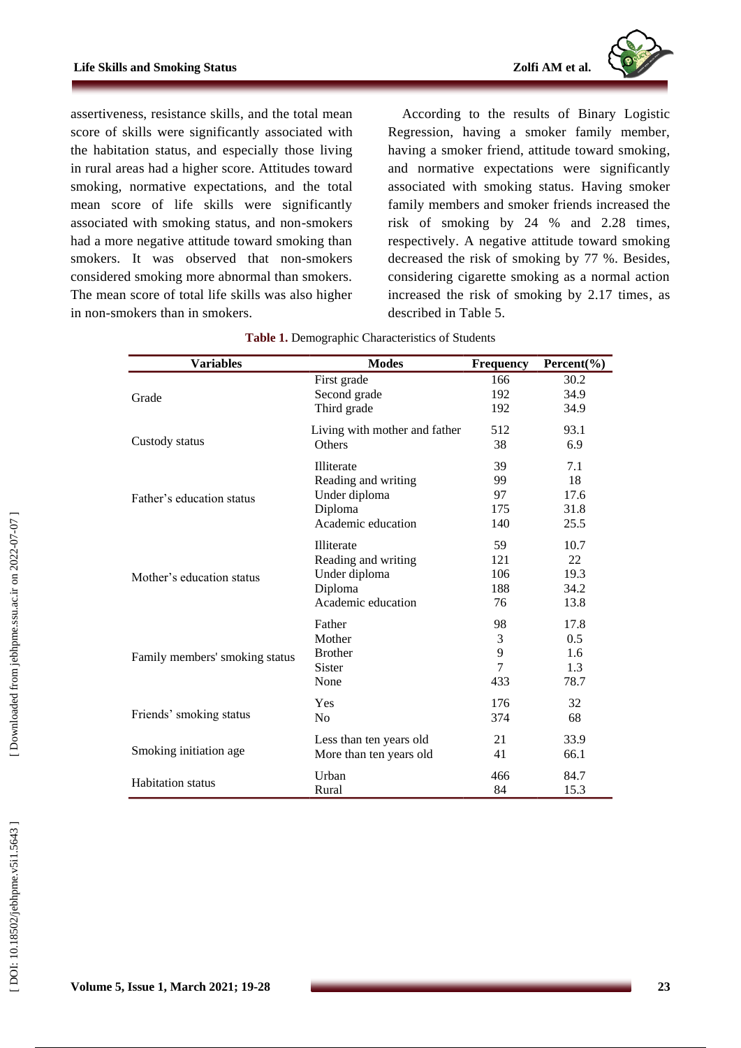assertiveness, resistance skills, and the total mean score of skills were significantly associated with the habitation status, and especially those living in rural areas had a higher score. Attitudes toward smoking, normative expectations, and the total mean score of life skills were significantly associated with smoking status, and non-smokers had a more negative attitude toward smoking than smokers. It was observed that non-smokers considered smoking more abnormal than smokers. The mean score of total life skills was also higher in non-smokers than in smokers.

According to the results of Binary Logistic Regression, having a smoker family member, having a smoker friend, attitude toward smoking, and normative expectations were significantly associated with smoking status. Having smoker family members and smoker friends increased the risk of smoking by 24 % and 2.28 times, respectively. A negative attitude toward smoking decreased the risk of smoking by 77 %. Besides, considering cigarette smoking as a normal action increased the risk of smoking by 2.17 times, as described in Table 5.

**Table 1.** Demographic Characteristics of Students

| Variables | Modes | Frequency | Percent(%) |
|---|---|---|---|
| Grade | First grade | 166 | 30.2 |
| | Second grade | 192 | 34.9 |
| | Third grade | 192 | 34.9 |
| Custody status | Living with mother and father | 512 | 93.1 |
| | Others | 38 | 6.9 |
| Father's education status | Illiterate | 39 | 7.1 |
| | Reading and writing | 99 | 18 |
| | Under diploma | 97 | 17.6 |
| | Diploma | 175 | 31.8 |
| | Academic education | 140 | 25.5 |
| Mother's education status | Illiterate | 59 | 10.7 |
| | Reading and writing | 121 | 22 |
| | Under diploma | 106 | 19.3 |
| | Diploma | 188 | 34.2 |
| | Academic education | 76 | 13.8 |
| Family members' smoking status | Father | 98 | 17.8 |
| | Mother | 3 | 0.5 |
| | Brother | 9 | 1.6 |
| | Sister | 7 | 1.3 |
| | None | 433 | 78.7 |
| Friends' smoking status | Yes | 176 | 32 |
| | No | 374 | 68 |
| Smoking initiation age | Less than ten years old | 21 | 33.9 |
| | More than ten years old | 41 | 66.1 |
| Habitation status | Urban | 466 | 84.7 |
| | Rural | 84 | 15.3 |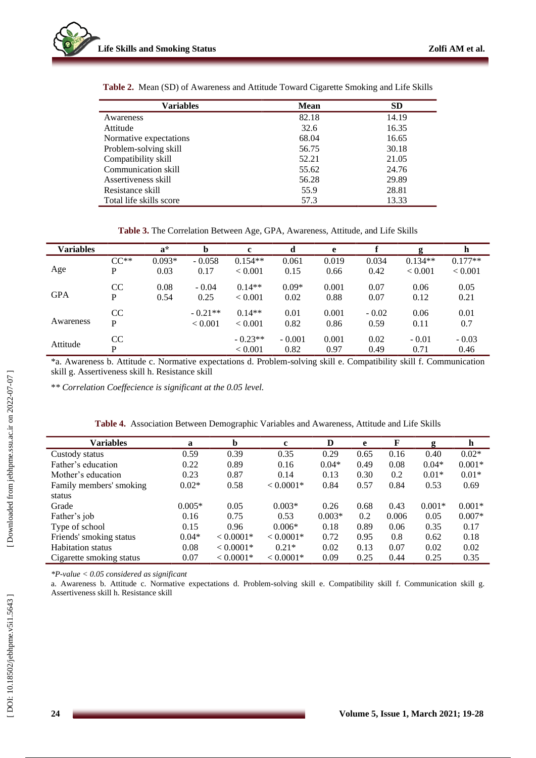**Table 2.** Mean (SD) of Awareness and Attitude Toward Cigarette Smoking and Life Skills

| Variables | Mean | SD |
|---|---|---|
| Awareness | 82.18 | 14.19 |
| Attitude | 32.6 | 16.35 |
| Normative expectations | 68.04 | 16.65 |
| Problem-solving skill | 56.75 | 30.18 |
| Compatibility skill | 52.21 | 21.05 |
| Communication skill | 55.62 | 24.76 |
| Assertiveness skill | 56.28 | 29.89 |
| Resistance skill | 55.9 | 28.81 |
| Total life skills score | 57.3 | 13.33 |

**Table 3.** The Correlation Between Age, GPA, Awareness, Attitude, and Life Skills

| Variables | | a* | b | c | d | e | f | g | h |
|---|---|---|---|---|---|---|---|---|---|
| Age | CC** | 0.093* | - 0.058 | 0.154** | 0.061 | 0.019 | 0.034 | 0.134** | 0.177** |
| | P | 0.03 | 0.17 | < 0.001 | 0.15 | 0.66 | 0.42 | < 0.001 | < 0.001 |
| GPA | CC | 0.08 | - 0.04 | 0.14** | 0.09* | 0.001 | 0.07 | 0.06 | 0.05 |
| | P | 0.54 | 0.25 | < 0.001 | 0.02 | 0.88 | 0.07 | 0.12 | 0.21 |
| Awareness | CC | | - 0.21** | 0.14** | 0.01 | 0.001 | - 0.02 | 0.06 | 0.01 |
| | P | | < 0.001 | < 0.001 | 0.82 | 0.86 | 0.59 | 0.11 | 0.7 |
| Attitude | CC | | | - 0.23** | - 0.001 | 0.001 | 0.02 | - 0.01 | - 0.03 |
| | P | | | < 0.001 | 0.82 | 0.97 | 0.49 | 0.71 | 0.46 |

*a. Awareness b. Attitude c. Normative expectations d. Problem-solving skill e. Compatibility skill f. Communication skill g. Assertiveness skill h. Resistance skill

** *Correlation Coeffecience is significant at the 0.05 level.*

**Table 4.** Association Between Demographic Variables and Awareness, Attitude and Life Skills

| Variables | a | b | c | D | e | F | g | h |
|---|---|---|---|---|---|---|---|---|
| Custody status | 0.59 | 0.39 | 0.35 | 0.29 | 0.65 | 0.16 | 0.40 | 0.02* |
| Father's education | 0.22 | 0.89 | 0.16 | 0.04* | 0.49 | 0.08 | 0.04* | 0.001* |
| Mother's education | 0.23 | 0.87 | 0.14 | 0.13 | 0.30 | 0.2 | 0.01* | 0.01* |
| Family members' smoking status | 0.02* | 0.58 | < 0.0001* | 0.84 | 0.57 | 0.84 | 0.53 | 0.69 |
| Grade | 0.005* | 0.05 | 0.003* | 0.26 | 0.68 | 0.43 | 0.001* | 0.001* |
| Father's job | 0.16 | 0.75 | 0.53 | 0.003* | 0.2 | 0.006 | 0.05 | 0.007* |
| Type of school | 0.15 | 0.96 | 0.006* | 0.18 | 0.89 | 0.06 | 0.35 | 0.17 |
| Friends' smoking status | 0.04* | < 0.0001* | < 0.0001* | 0.72 | 0.95 | 0.8 | 0.62 | 0.18 |
| Habitation status | 0.08 | < 0.0001* | 0.21* | 0.02 | 0.13 | 0.07 | 0.02 | 0.02 |
| Cigarette smoking status | 0.07 | < 0.0001* | < 0.0001* | 0.09 | 0.25 | 0.44 | 0.25 | 0.35 |

**P-value < 0.05 considered as significant*

a. Awareness b. Attitude c. Normative expectations d. Problem-solving skill e. Compatibility skill f. Communication skill g. Assertiveness skill h. Resistance skill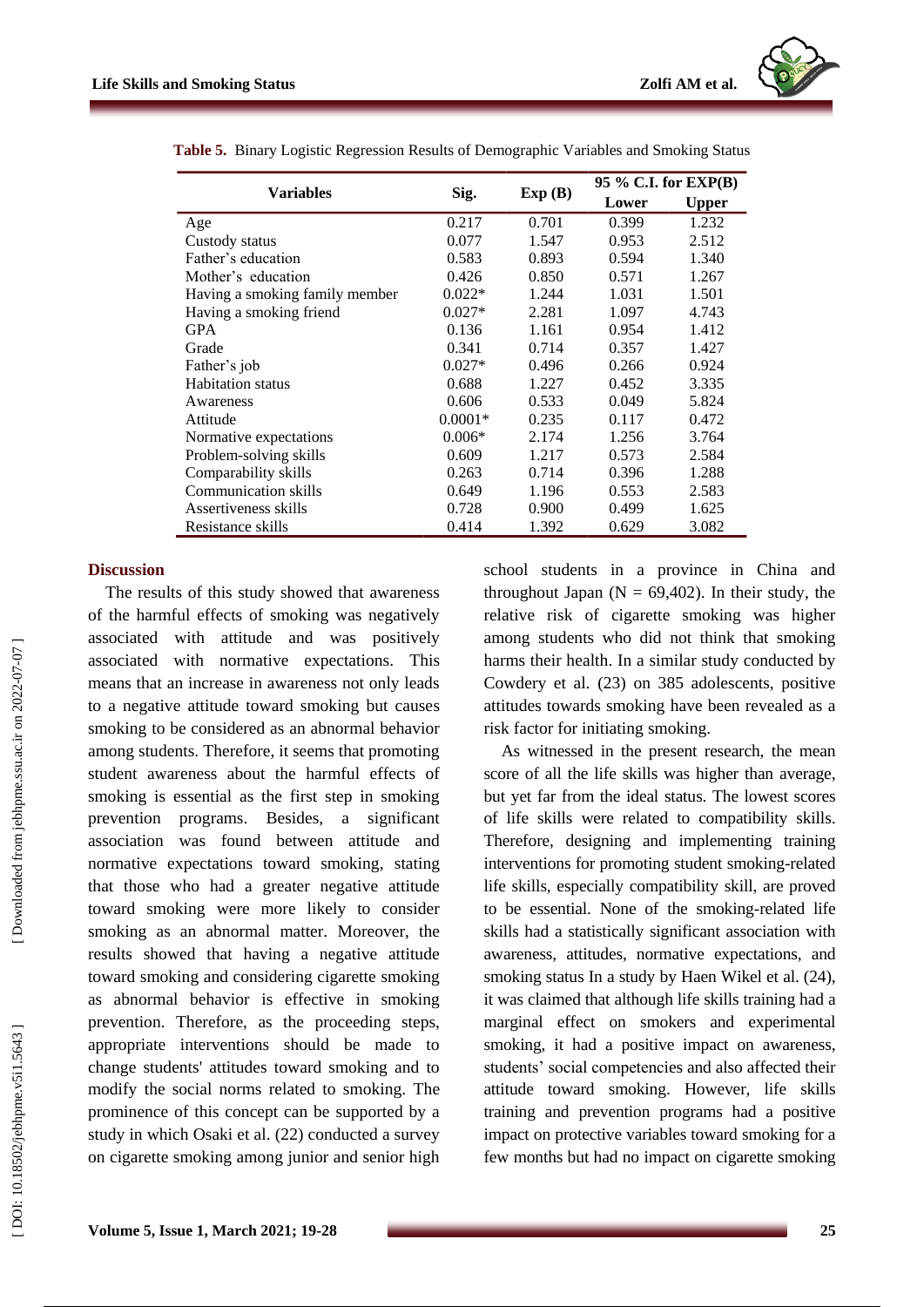**Table 5.** Binary Logistic Regression Results of Demographic Variables and Smoking Status

| Variables | Sig. | Exp (B) | 95 % C.I. for EXP(B) | |
|---|---|---|---|---|
| | | | Lower | Upper |
| Age | 0.217 | 0.701 | 0.399 | 1.232 |
| Custody status | 0.077 | 1.547 | 0.953 | 2.512 |
| Father's education | 0.583 | 0.893 | 0.594 | 1.340 |
| Mother's education | 0.426 | 0.850 | 0.571 | 1.267 |
| Having a smoking family member | 0.022* | 1.244 | 1.031 | 1.501 |
| Having a smoking friend | 0.027* | 2.281 | 1.097 | 4.743 |
| GPA | 0.136 | 1.161 | 0.954 | 1.412 |
| Grade | 0.341 | 0.714 | 0.357 | 1.427 |
| Father's job | 0.027* | 0.496 | 0.266 | 0.924 |
| Habitation status | 0.688 | 1.227 | 0.452 | 3.335 |
| Awareness | 0.606 | 0.533 | 0.049 | 5.824 |
| Attitude | 0.0001* | 0.235 | 0.117 | 0.472 |
| Normative expectations | 0.006* | 2.174 | 1.256 | 3.764 |
| Problem-solving skills | 0.609 | 1.217 | 0.573 | 2.584 |
| Comparability skills | 0.263 | 0.714 | 0.396 | 1.288 |
| Communication skills | 0.649 | 1.196 | 0.553 | 2.583 |
| Assertiveness skills | 0.728 | 0.900 | 0.499 | 1.625 |
| Resistance skills | 0.414 | 1.392 | 0.629 | 3.082 |

## Discussion

The results of this study showed that awareness of the harmful effects of smoking was negatively associated with attitude and was positively associated with normative expectations. This means that an increase in awareness not only leads to a negative attitude toward smoking but causes smoking to be considered as an abnormal behavior among students. Therefore, it seems that promoting student awareness about the harmful effects of smoking is essential as the first step in smoking prevention programs. Besides, a significant association was found between attitude and normative expectations toward smoking, stating that those who had a greater negative attitude toward smoking were more likely to consider smoking as an abnormal matter. Moreover, the results showed that having a negative attitude toward smoking and considering cigarette smoking as abnormal behavior is effective in smoking prevention. Therefore, as the proceeding steps, appropriate interventions should be made to change students' attitudes toward smoking and to modify the social norms related to smoking. The prominence of this concept can be supported by a study in which Osaki et al. (22) conducted a survey on cigarette smoking among junior and senior high school students in a province in China and throughout Japan (N = 69,402). In their study, the relative risk of cigarette smoking was higher among students who did not think that smoking harms their health. In a similar study conducted by Cowdery et al. (23) on 385 adolescents, positive attitudes towards smoking have been revealed as a risk factor for initiating smoking.

As witnessed in the present research, the mean score of all the life skills was higher than average, but yet far from the ideal status. The lowest scores of life skills were related to compatibility skills. Therefore, designing and implementing training interventions for promoting student smoking-related life skills, especially compatibility skill, are proved to be essential. None of the smoking-related life skills had a statistically significant association with awareness, attitudes, normative expectations, and smoking status In a study by Haen Wikel et al. (24), it was claimed that although life skills training had a marginal effect on smokers and experimental smoking, it had a positive impact on awareness, students' social competencies and also affected their attitude toward smoking. However, life skills training and prevention programs had a positive impact on protective variables toward smoking for a few months but had no impact on cigarette smoking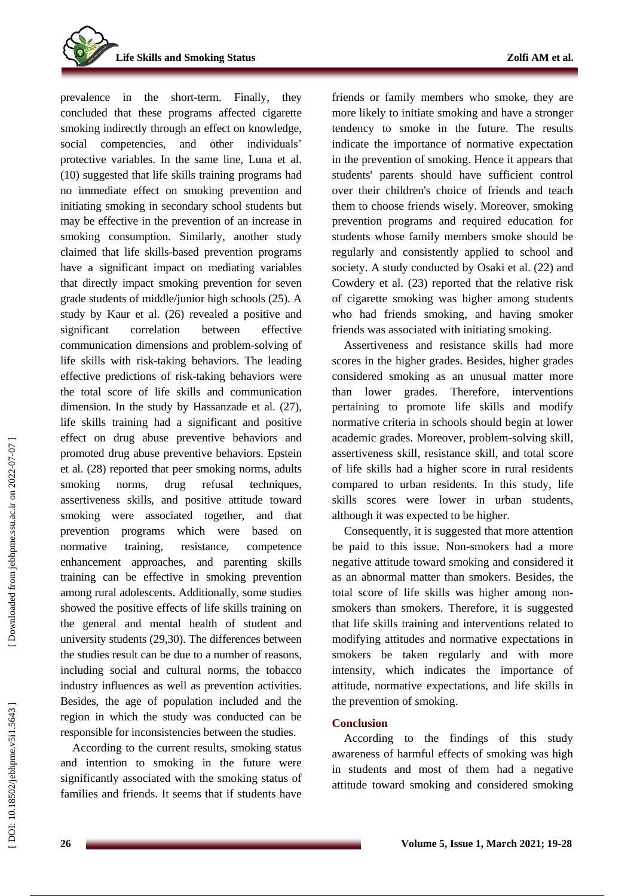prevalence in the short-term. Finally, they concluded that these programs affected cigarette smoking indirectly through an effect on knowledge, social competencies, and other individuals' protective variables. In the same line, Luna et al. (10) suggested that life skills training programs had no immediate effect on smoking prevention and initiating smoking in secondary school students but may be effective in the prevention of an increase in smoking consumption. Similarly, another study claimed that life skills-based prevention programs have a significant impact on mediating variables that directly impact smoking prevention for seven grade students of middle/junior high schools (25). A study by Kaur et al. (26) revealed a positive and significant correlation between effective communication dimensions and problem-solving of life skills with risk-taking behaviors. The leading effective predictions of risk-taking behaviors were the total score of life skills and communication dimension. In the study by Hassanzade et al. (27), life skills training had a significant and positive effect on drug abuse preventive behaviors and promoted drug abuse preventive behaviors. Epstein et al. (28) reported that peer smoking norms, adults smoking norms, drug refusal techniques, assertiveness skills, and positive attitude toward smoking were associated together, and that prevention programs which were based on normative training, resistance, competence enhancement approaches, and parenting skills training can be effective in smoking prevention among rural adolescents. Additionally, some studies showed the positive effects of life skills training on the general and mental health of student and university students (29,30). The differences between the studies result can be due to a number of reasons, including social and cultural norms, the tobacco industry influences as well as prevention activities. Besides, the age of population included and the region in which the study was conducted can be responsible for inconsistencies between the studies.

According to the current results, smoking status and intention to smoking in the future were significantly associated with the smoking status of families and friends. It seems that if students have friends or family members who smoke, they are more likely to initiate smoking and have a stronger tendency to smoke in the future. The results indicate the importance of normative expectation in the prevention of smoking. Hence it appears that students' parents should have sufficient control over their children's choice of friends and teach them to choose friends wisely. Moreover, smoking prevention programs and required education for students whose family members smoke should be regularly and consistently applied to school and society. A study conducted by Osaki et al. (22) and Cowdery et al. (23) reported that the relative risk of cigarette smoking was higher among students who had friends smoking, and having smoker friends was associated with initiating smoking.

Assertiveness and resistance skills had more scores in the higher grades. Besides, higher grades considered smoking as an unusual matter more than lower grades. Therefore, interventions pertaining to promote life skills and modify normative criteria in schools should begin at lower academic grades. Moreover, problem-solving skill, assertiveness skill, resistance skill, and total score of life skills had a higher score in rural residents compared to urban residents. In this study, life skills scores were lower in urban students, although it was expected to be higher.

Consequently, it is suggested that more attention be paid to this issue. Non-smokers had a more negative attitude toward smoking and considered it as an abnormal matter than smokers. Besides, the total score of life skills was higher among non-smokers than smokers. Therefore, it is suggested that life skills training and interventions related to modifying attitudes and normative expectations in smokers be taken regularly and with more intensity, which indicates the importance of attitude, normative expectations, and life skills in the prevention of smoking.

## Conclusion

According to the findings of this study awareness of harmful effects of smoking was high in students and most of them had a negative attitude toward smoking and considered smoking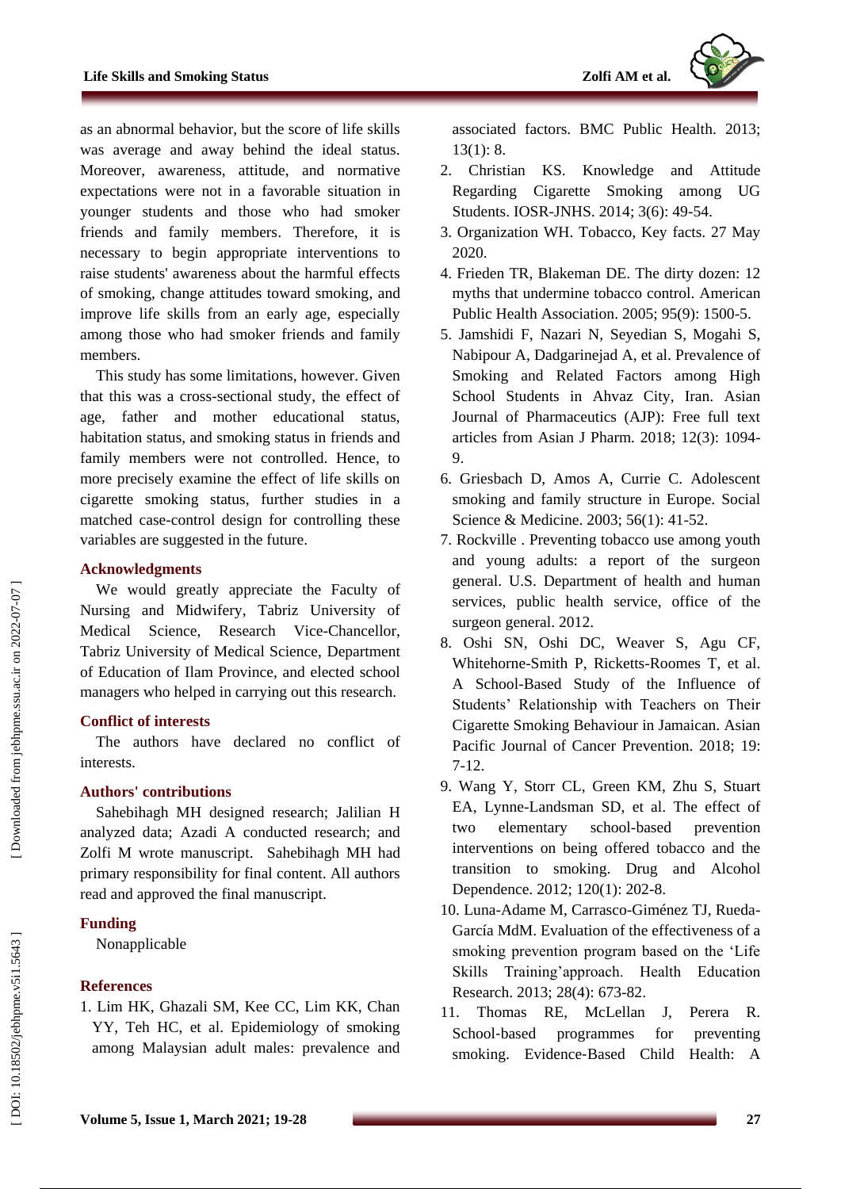as an abnormal behavior, but the score of life skills was average and away behind the ideal status. Moreover, awareness, attitude, and normative expectations were not in a favorable situation in younger students and those who had smoker friends and family members. Therefore, it is necessary to begin appropriate interventions to raise students' awareness about the harmful effects of smoking, change attitudes toward smoking, and improve life skills from an early age, especially among those who had smoker friends and family members.

This study has some limitations, however. Given that this was a cross-sectional study, the effect of age, father and mother educational status, habitation status, and smoking status in friends and family members were not controlled. Hence, to more precisely examine the effect of life skills on cigarette smoking status, further studies in a matched case-control design for controlling these variables are suggested in the future.

## Acknowledgments

We would greatly appreciate the Faculty of Nursing and Midwifery, Tabriz University of Medical Science, Research Vice-Chancellor, Tabriz University of Medical Science, Department of Education of Ilam Province, and elected school managers who helped in carrying out this research.

## Conflict of interests

The authors have declared no conflict of interests.

## Authors' contributions

Sahebihagh MH designed research; Jalilian H analyzed data; Azadi A conducted research; and Zolfi M wrote manuscript. Sahebihagh MH had primary responsibility for final content. All authors read and approved the final manuscript.

## Funding

Nonapplicable

## References

1. Lim HK, Ghazali SM, Kee CC, Lim KK, Chan YY, Teh HC, et al. Epidemiology of smoking among Malaysian adult males: prevalence and associated factors. BMC Public Health. 2013; 13(1): 8.
2. Christian KS. Knowledge and Attitude Regarding Cigarette Smoking among UG Students. IOSR-JNHS. 2014; 3(6): 49-54.
3. Organization WH. Tobacco, Key facts. 27 May 2020.
4. Frieden TR, Blakeman DE. The dirty dozen: 12 myths that undermine tobacco control. American Public Health Association. 2005; 95(9): 1500-5.
5. Jamshidi F, Nazari N, Seyedian S, Mogahi S, Nabipour A, Dadgarinejad A, et al. Prevalence of Smoking and Related Factors among High School Students in Ahvaz City, Iran. Asian Journal of Pharmaceutics (AJP): Free full text articles from Asian J Pharm. 2018; 12(3): 1094-9.
6. Griesbach D, Amos A, Currie C. Adolescent smoking and family structure in Europe. Social Science & Medicine. 2003; 56(1): 41-52.
7. Rockville . Preventing tobacco use among youth and young adults: a report of the surgeon general. U.S. Department of health and human services, public health service, office of the surgeon general. 2012.
8. Oshi SN, Oshi DC, Weaver S, Agu CF, Whitehorne-Smith P, Ricketts-Roomes T, et al. A School-Based Study of the Influence of Students' Relationship with Teachers on Their Cigarette Smoking Behaviour in Jamaican. Asian Pacific Journal of Cancer Prevention. 2018; 19: 7-12.
9. Wang Y, Storr CL, Green KM, Zhu S, Stuart EA, Lynne-Landsman SD, et al. The effect of two elementary school-based prevention interventions on being offered tobacco and the transition to smoking. Drug and Alcohol Dependence. 2012; 120(1): 202-8.
10. Luna-Adame M, Carrasco-Giménez TJ, Rueda-García MdM. Evaluation of the effectiveness of a smoking prevention program based on the 'Life Skills Training'approach. Health Education Research. 2013; 28(4): 673-82.
11. Thomas RE, McLellan J, Perera R. School-based programmes for preventing smoking. Evidence-Based Child Health: A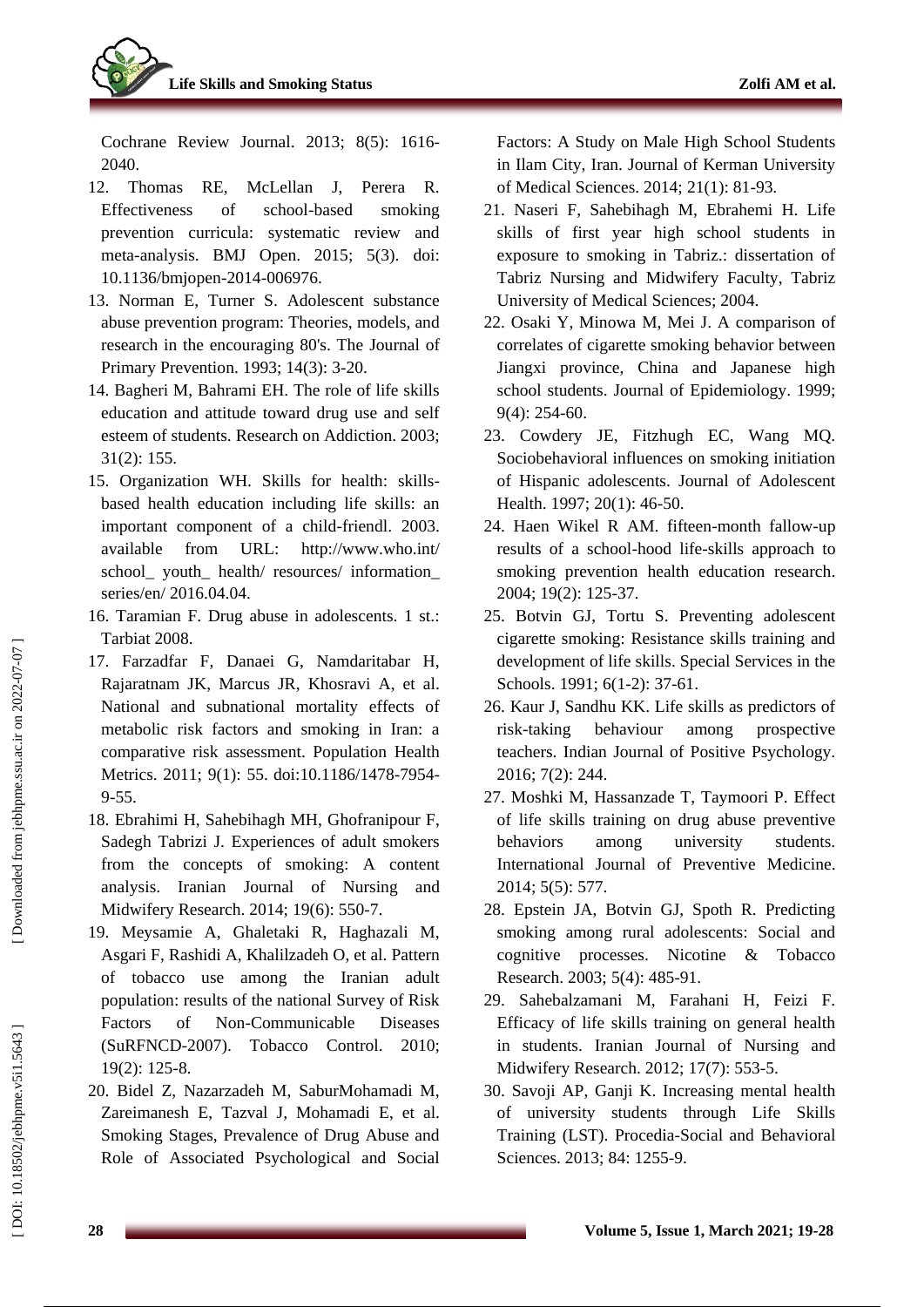Cochrane Review Journal. 2013; 8(5): 1616-2040.

12. Thomas RE, McLellan J, Perera R. Effectiveness of school-based smoking prevention curricula: systematic review and meta-analysis. BMJ Open. 2015; 5(3). doi: 10.1136/bmjopen-2014-006976.
13. Norman E, Turner S. Adolescent substance abuse prevention program: Theories, models, and research in the encouraging 80's. The Journal of Primary Prevention. 1993; 14(3): 3-20.
14. Bagheri M, Bahrami EH. The role of life skills education and attitude toward drug use and self esteem of students. Research on Addiction. 2003; 31(2): 155.
15. Organization WH. Skills for health: skills-based health education including life skills: an important component of a child-friendl. 2003. available from URL: http://www.who.int/ school_ youth_ health/ resources/ information_ series/en/ 2016.04.04.
16. Taramian F. Drug abuse in adolescents. 1 st.: Tarbiat 2008.
17. Farzadfar F, Danaei G, Namdaritabar H, Rajaratnam JK, Marcus JR, Khosravi A, et al. National and subnational mortality effects of metabolic risk factors and smoking in Iran: a comparative risk assessment. Population Health Metrics. 2011; 9(1): 55. doi:10.1186/1478-7954-9-55.
18. Ebrahimi H, Sahebihagh MH, Ghofranipour F, Sadegh Tabrizi J. Experiences of adult smokers from the concepts of smoking: A content analysis. Iranian Journal of Nursing and Midwifery Research. 2014; 19(6): 550-7.
19. Meysamie A, Ghaletaki R, Haghazali M, Asgari F, Rashidi A, Khalilzadeh O, et al. Pattern of tobacco use among the Iranian adult population: results of the national Survey of Risk Factors of Non-Communicable Diseases (SuRFNCD-2007). Tobacco Control. 2010; 19(2): 125-8.
20. Bidel Z, Nazarzadeh M, SaburMohamadi M, Zareimanesh E, Tazval J, Mohamadi E, et al. Smoking Stages, Prevalence of Drug Abuse and Role of Associated Psychological and Social Factors: A Study on Male High School Students in Ilam City, Iran. Journal of Kerman University of Medical Sciences. 2014; 21(1): 81-93.
21. Naseri F, Sahebihagh M, Ebrahemi H. Life skills of first year high school students in exposure to smoking in Tabriz.: dissertation of Tabriz Nursing and Midwifery Faculty, Tabriz University of Medical Sciences; 2004.
22. Osaki Y, Minowa M, Mei J. A comparison of correlates of cigarette smoking behavior between Jiangxi province, China and Japanese high school students. Journal of Epidemiology. 1999; 9(4): 254-60.
23. Cowdery JE, Fitzhugh EC, Wang MQ. Sociobehavioral influences on smoking initiation of Hispanic adolescents. Journal of Adolescent Health. 1997; 20(1): 46-50.
24. Haen Wikel R AM. fifteen-month fallow-up results of a school-hood life-skills approach to smoking prevention health education research. 2004; 19(2): 125-37.
25. Botvin GJ, Tortu S. Preventing adolescent cigarette smoking: Resistance skills training and development of life skills. Special Services in the Schools. 1991; 6(1-2): 37-61.
26. Kaur J, Sandhu KK. Life skills as predictors of risk-taking behaviour among prospective teachers. Indian Journal of Positive Psychology. 2016; 7(2): 244.
27. Moshki M, Hassanzade T, Taymoori P. Effect of life skills training on drug abuse preventive behaviors among university students. International Journal of Preventive Medicine. 2014; 5(5): 577.
28. Epstein JA, Botvin GJ, Spoth R. Predicting smoking among rural adolescents: Social and cognitive processes. Nicotine & Tobacco Research. 2003; 5(4): 485-91.
29. Sahebalzamani M, Farahani H, Feizi F. Efficacy of life skills training on general health in students. Iranian Journal of Nursing and Midwifery Research. 2012; 17(7): 553-5.
30. Savoji AP, Ganji K. Increasing mental health of university students through Life Skills Training (LST). Procedia-Social and Behavioral Sciences. 2013; 84: 1255-9.